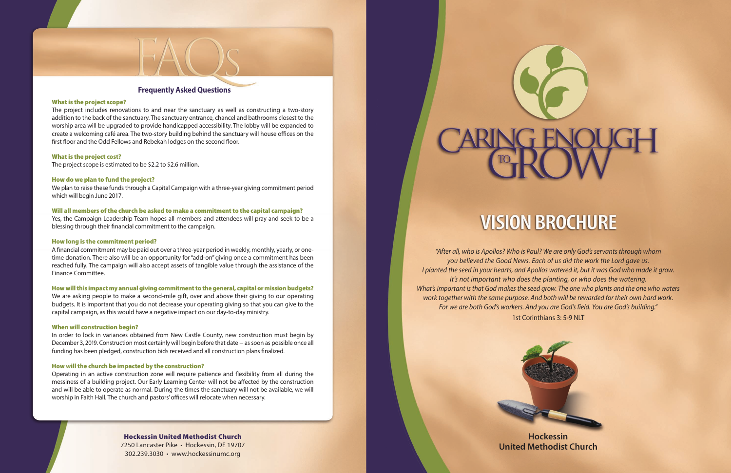# FAQs

## Frequently Asked Questions

**What is the project scope?**

The project includes renovations to and near the sanctuary as well as constructing a two-story addition to the back of the sanctuary. The sanctuary entrance, chancel and bathrooms closest to the worship area will be upgraded to provide handicapped accessibility. The lobby will be expanded to create a welcoming café area. The two-story building behind the sanctuary will house offices on the first floor and the Odd Fellows and Rebekah lodges on the second floor.

**What is the project cost?**

The project scope is estimated to be $2.2 to $2.6 million.

**How do we plan to fund the project?**

We plan to raise these funds through a Capital Campaign with a three-year giving commitment period which will begin June 2017.

**Will all members of the church be asked to make a commitment to the capital campaign?**

Yes, the Campaign Leadership Team hopes all members and attendees will pray and seek to be a blessing through their financial commitment to the campaign.

**How long is the commitment period?**

A financial commitment may be paid out over a three-year period in weekly, monthly, yearly, or one-time donation. There also will be an opportunity for "add-on" giving once a commitment has been reached fully. The campaign will also accept assets of tangible value through the assistance of the Finance Committee.

**How will this impact my annual giving commitment to the general, capital or mission budgets?**

We are asking people to make a second-mile gift, over and above their giving to our operating budgets. It is important that you do not decrease your operating giving so that you can give to the capital campaign, as this would have a negative impact on our day-to-day ministry.

**When will construction begin?**

In order to lock in variances obtained from New Castle County, new construction must begin by December 3, 2019. Construction most certainly will begin before that date – as soon as possible once all funding has been pledged, construction bids received and all construction plans finalized.

**How will the church be impacted by the construction?**

Operating in an active construction zone will require patience and flexibility from all during the messiness of a building project. Our Early Learning Center will not be affected by the construction and will be able to operate as normal. During the times the sanctuary will not be available, we will worship in Faith Hall. The church and pastors' offices will relocate when necessary.

**Hockessin United Methodist Church**
7250 Lancaster Pike • Hockessin, DE 19707
302.239.3030 • www.hockessinumc.org

# CARING ENOUGH TO GROW

# VISION BROCHURE

*"After all, who is Apollos? Who is Paul? We are only God's servants through whom you believed the Good News. Each of us did the work the Lord gave us. I planted the seed in your hearts, and Apollos watered it, but it was God who made it grow. It's not important who does the planting, or who does the watering. What's important is that God makes the seed grow. The one who plants and the one who waters work together with the same purpose. And both will be rewarded for their own hard work. For we are both God's workers. And you are God's field. You are God's building."*

1st Corinthians 3: 5-9 NLT

**Hockessin United Methodist Church**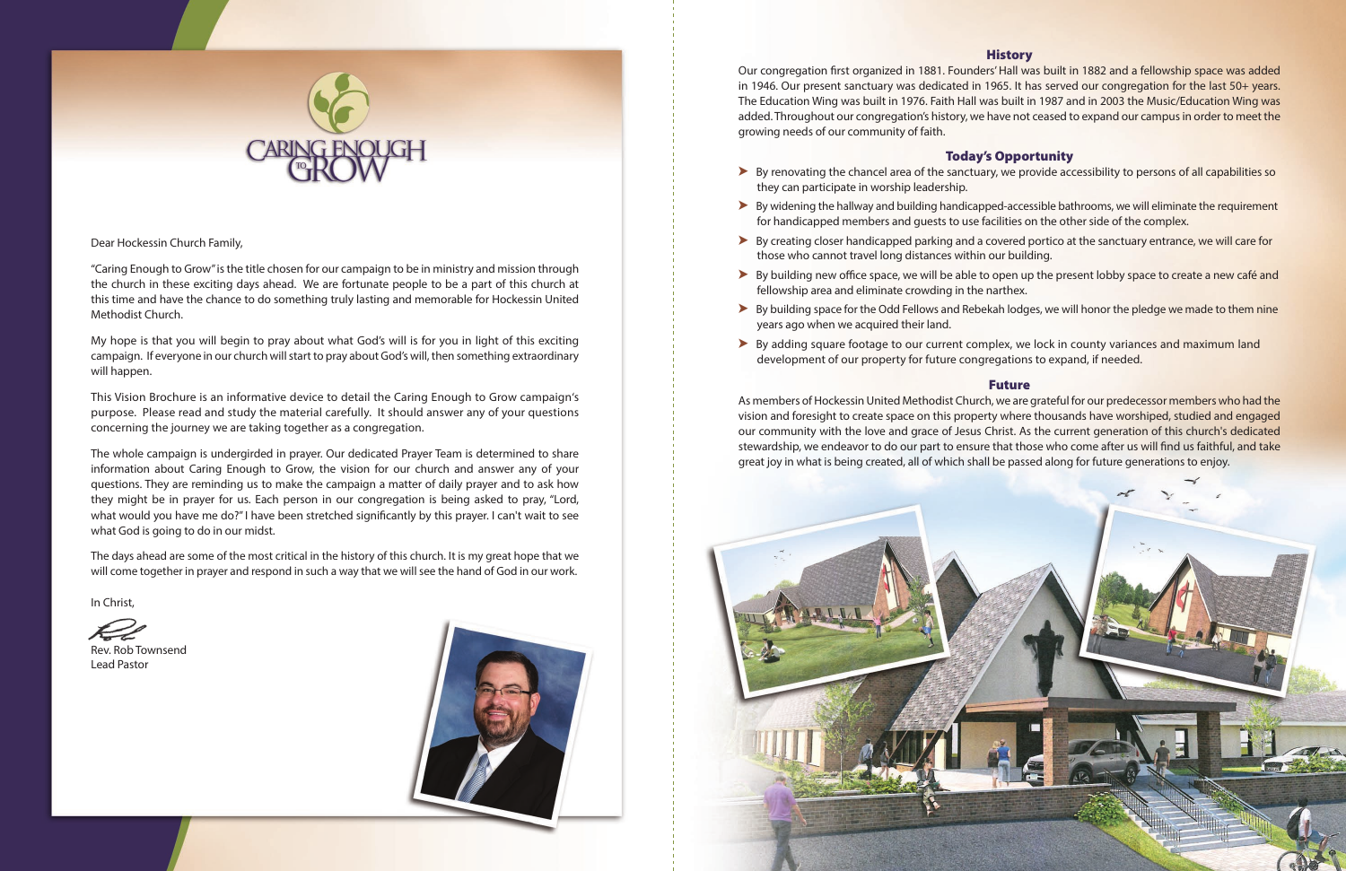# CARING ENOUGH TO GROW

Dear Hockessin Church Family,

"Caring Enough to Grow" is the title chosen for our campaign to be in ministry and mission through the church in these exciting days ahead. We are fortunate people to be a part of this church at this time and have the chance to do something truly lasting and memorable for Hockessin United Methodist Church.

My hope is that you will begin to pray about what God's will is for you in light of this exciting campaign. If everyone in our church will start to pray about God's will, then something extraordinary will happen.

This Vision Brochure is an informative device to detail the Caring Enough to Grow campaign's purpose. Please read and study the material carefully. It should answer any of your questions concerning the journey we are taking together as a congregation.

The whole campaign is undergirded in prayer. Our dedicated Prayer Team is determined to share information about Caring Enough to Grow, the vision for our church and answer any of your questions. They are reminding us to make the campaign a matter of daily prayer and to ask how they might be in prayer for us. Each person in our congregation is being asked to pray, "Lord, what would you have me do?" I have been stretched significantly by this prayer. I can't wait to see what God is going to do in our midst.

The days ahead are some of the most critical in the history of this church. It is my great hope that we will come together in prayer and respond in such a way that we will see the hand of God in our work.

In Christ,

Rev. Rob Townsend
Lead Pastor

## History

Our congregation first organized in 1881. Founders' Hall was built in 1882 and a fellowship space was added in 1946. Our present sanctuary was dedicated in 1965. It has served our congregation for the last 50+ years. The Education Wing was built in 1976. Faith Hall was built in 1987 and in 2003 the Music/Education Wing was added. Throughout our congregation's history, we have not ceased to expand our campus in order to meet the growing needs of our community of faith.

## Today's Opportunity

- By renovating the chancel area of the sanctuary, we provide accessibility to persons of all capabilities so they can participate in worship leadership.
- By widening the hallway and building handicapped-accessible bathrooms, we will eliminate the requirement for handicapped members and guests to use facilities on the other side of the complex.
- By creating closer handicapped parking and a covered portico at the sanctuary entrance, we will care for those who cannot travel long distances within our building.
- By building new office space, we will be able to open up the present lobby space to create a new café and fellowship area and eliminate crowding in the narthex.
- By building space for the Odd Fellows and Rebekah lodges, we will honor the pledge we made to them nine years ago when we acquired their land.
- By adding square footage to our current complex, we lock in county variances and maximum land development of our property for future congregations to expand, if needed.

## Future

As members of Hockessin United Methodist Church, we are grateful for our predecessor members who had the vision and foresight to create space on this property where thousands have worshiped, studied and engaged our community with the love and grace of Jesus Christ. As the current generation of this church's dedicated stewardship, we endeavor to do our part to ensure that those who come after us will find us faithful, and take great joy in what is being created, all of which shall be passed along for future generations to enjoy.